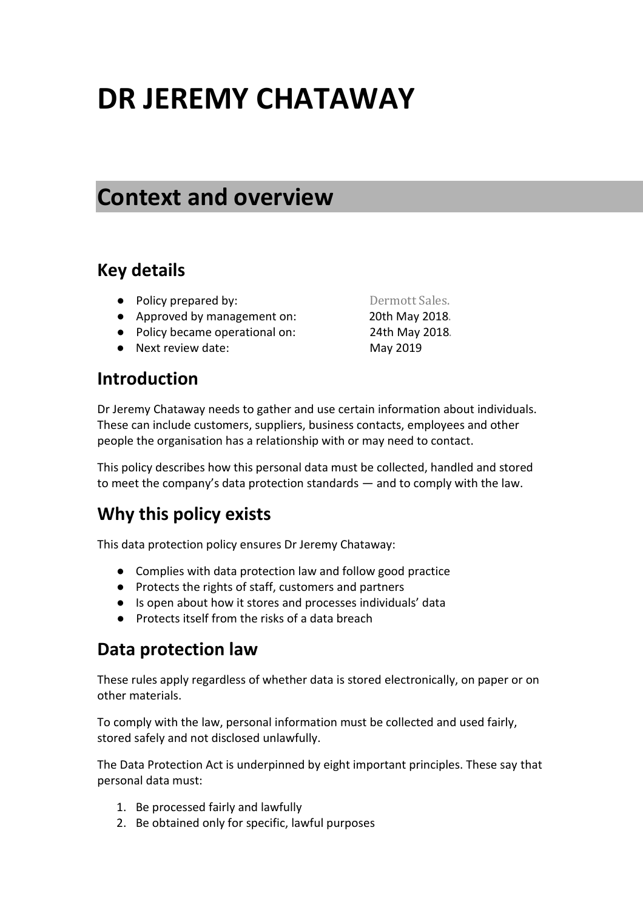# DR JEREMY CHATAWAY

## Context and overview

### Key details

- Policy prepared by: Dermott Sales.
- Approved by management on: 20th May 2018.
- Policy became operational on: 24th May 2018.
- Next review date: May 2019

### Introduction

Dr Jeremy Chataway needs to gather and use certain information about individuals. These can include customers, suppliers, business contacts, employees and other people the organisation has a relationship with or may need to contact.

This policy describes how this personal data must be collected, handled and stored to meet the company's data protection standards — and to comply with the law.

### Why this policy exists

This data protection policy ensures Dr Jeremy Chataway:

- Complies with data protection law and follow good practice
- Protects the rights of staff, customers and partners
- Is open about how it stores and processes individuals' data
- Protects itself from the risks of a data breach

### Data protection law

These rules apply regardless of whether data is stored electronically, on paper or on other materials.

To comply with the law, personal information must be collected and used fairly, stored safely and not disclosed unlawfully.

The Data Protection Act is underpinned by eight important principles. These say that personal data must:

1. Be processed fairly and lawfully
2. Be obtained only for specific, lawful purposes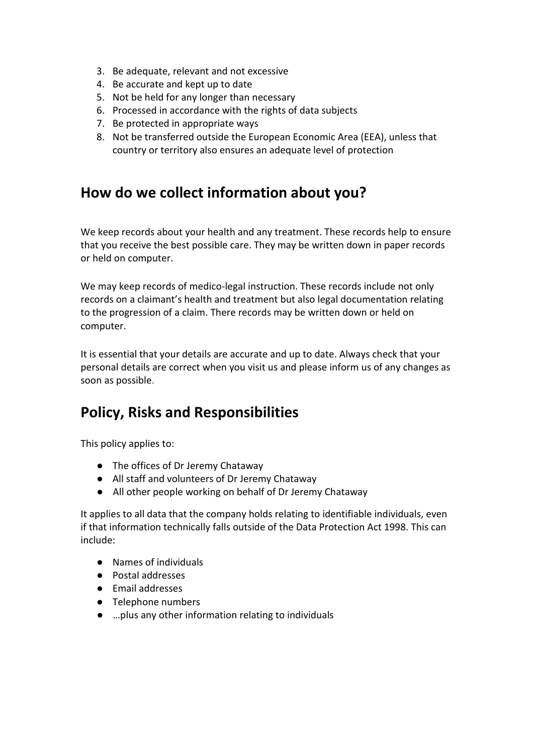3. Be adequate, relevant and not excessive
4. Be accurate and kept up to date
5. Not be held for any longer than necessary
6. Processed in accordance with the rights of data subjects
7. Be protected in appropriate ways
8. Not be transferred outside the European Economic Area (EEA), unless that country or territory also ensures an adequate level of protection

## How do we collect information about you?

We keep records about your health and any treatment. These records help to ensure that you receive the best possible care. They may be written down in paper records or held on computer.

We may keep records of medico-legal instruction. These records include not only records on a claimant's health and treatment but also legal documentation relating to the progression of a claim. There records may be written down or held on computer.

It is essential that your details are accurate and up to date. Always check that your personal details are correct when you visit us and please inform us of any changes as soon as possible.

## Policy, Risks and Responsibilities

This policy applies to:

- The offices of Dr Jeremy Chataway
- All staff and volunteers of Dr Jeremy Chataway
- All other people working on behalf of Dr Jeremy Chataway

It applies to all data that the company holds relating to identifiable individuals, even if that information technically falls outside of the Data Protection Act 1998. This can include:

- Names of individuals
- Postal addresses
- Email addresses
- Telephone numbers
- …plus any other information relating to individuals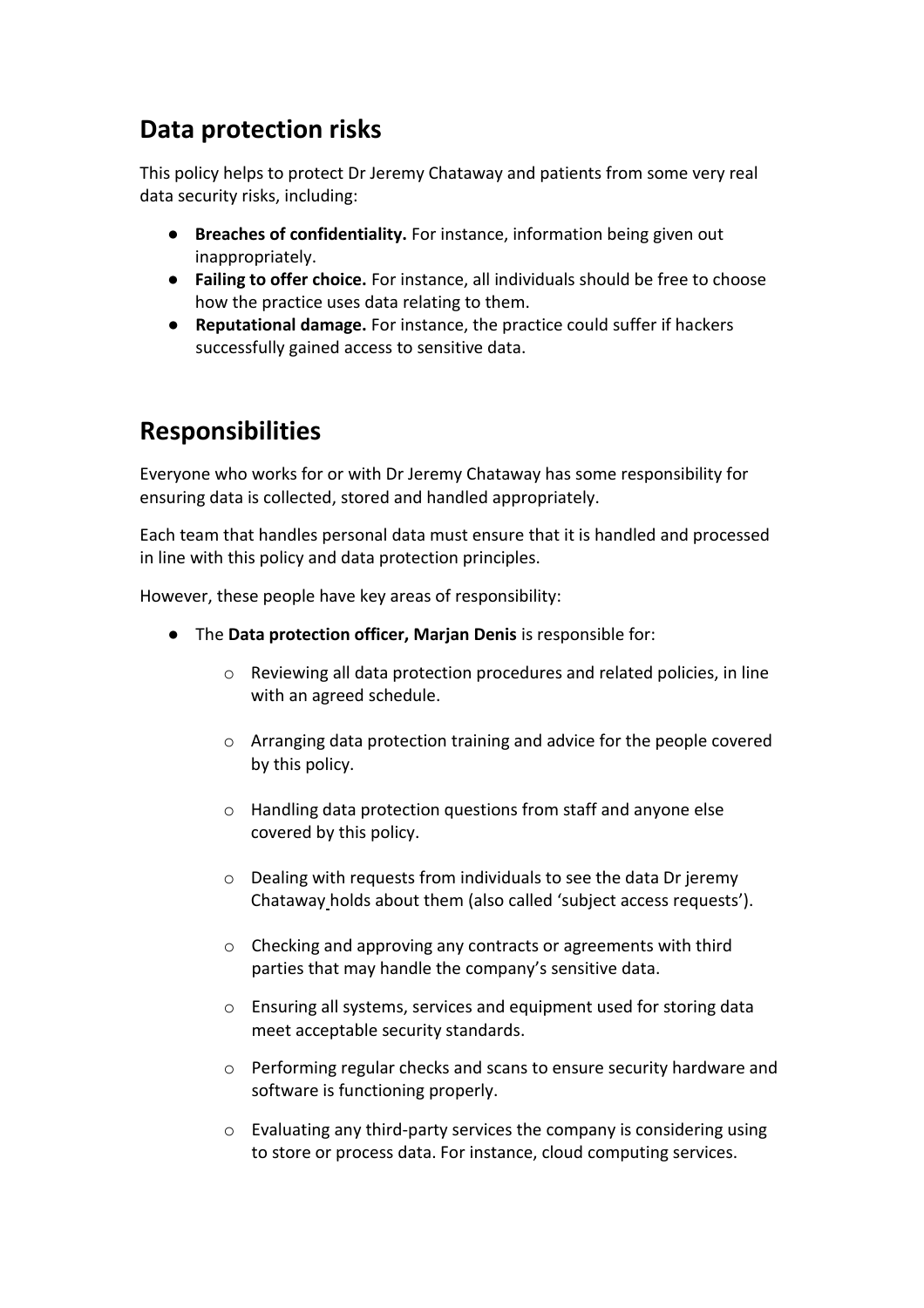## Data protection risks

This policy helps to protect Dr Jeremy Chataway and patients from some very real data security risks, including:

- **Breaches of confidentiality.** For instance, information being given out inappropriately.
- **Failing to offer choice.** For instance, all individuals should be free to choose how the practice uses data relating to them.
- **Reputational damage.** For instance, the practice could suffer if hackers successfully gained access to sensitive data.

## Responsibilities

Everyone who works for or with Dr Jeremy Chataway has some responsibility for ensuring data is collected, stored and handled appropriately.

Each team that handles personal data must ensure that it is handled and processed in line with this policy and data protection principles.

However, these people have key areas of responsibility:

- The **Data protection officer, Marjan Denis** is responsible for:
    - Reviewing all data protection procedures and related policies, in line with an agreed schedule.
    - Arranging data protection training and advice for the people covered by this policy.
    - Handling data protection questions from staff and anyone else covered by this policy.
    - Dealing with requests from individuals to see the data Dr jeremy Chataway holds about them (also called 'subject access requests').
    - Checking and approving any contracts or agreements with third parties that may handle the company's sensitive data.
    - Ensuring all systems, services and equipment used for storing data meet acceptable security standards.
    - Performing regular checks and scans to ensure security hardware and software is functioning properly.
    - Evaluating any third-party services the company is considering using to store or process data. For instance, cloud computing services.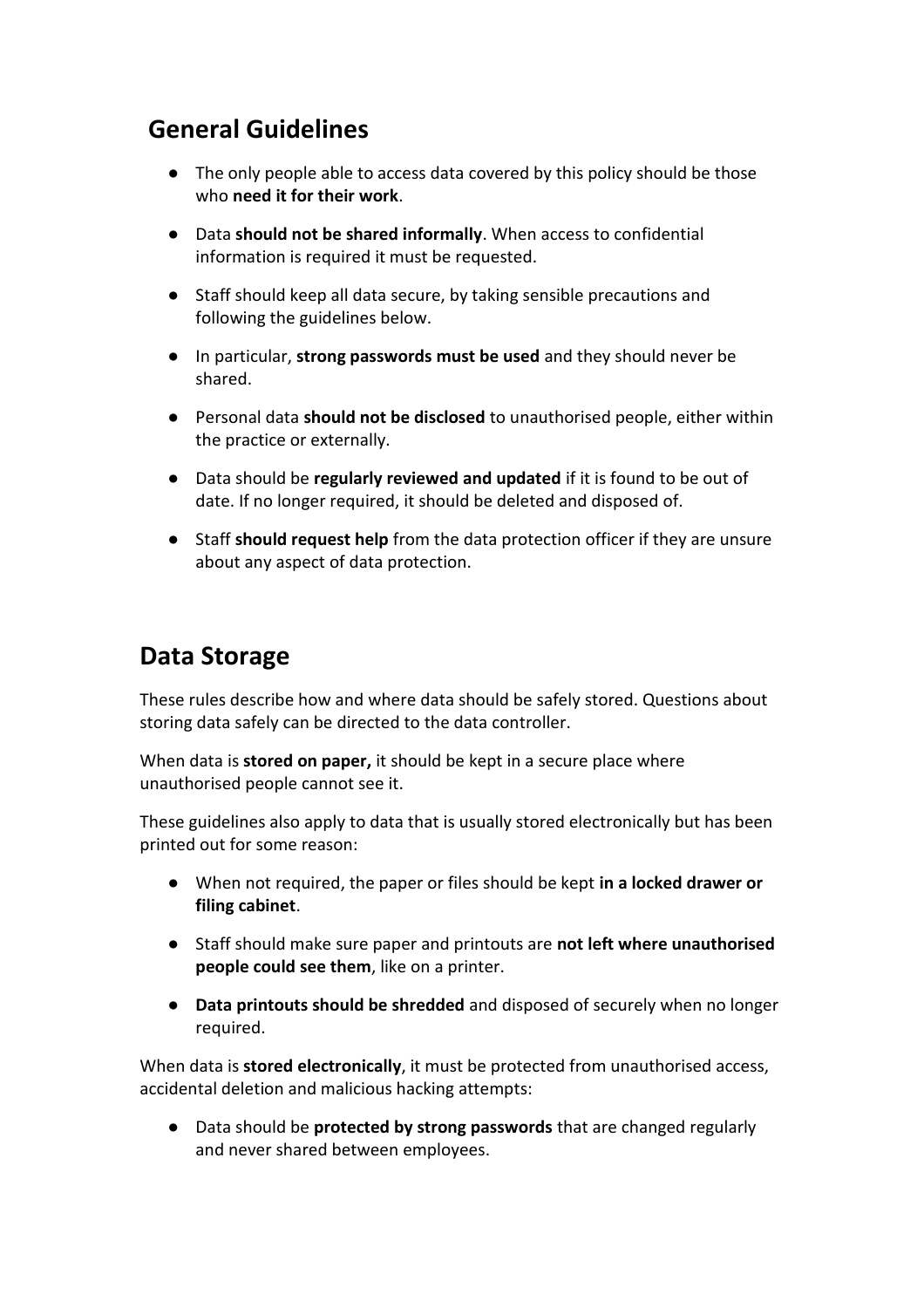## General Guidelines

- The only people able to access data covered by this policy should be those who **need it for their work**.
- Data **should not be shared informally**. When access to confidential information is required it must be requested.
- Staff should keep all data secure, by taking sensible precautions and following the guidelines below.
- In particular, **strong passwords must be used** and they should never be shared.
- Personal data **should not be disclosed** to unauthorised people, either within the practice or externally.
- Data should be **regularly reviewed and updated** if it is found to be out of date. If no longer required, it should be deleted and disposed of.
- Staff **should request help** from the data protection officer if they are unsure about any aspect of data protection.

## Data Storage

These rules describe how and where data should be safely stored. Questions about storing data safely can be directed to the data controller.

When data is **stored on paper,** it should be kept in a secure place where unauthorised people cannot see it.

These guidelines also apply to data that is usually stored electronically but has been printed out for some reason:

- When not required, the paper or files should be kept **in a locked drawer or filing cabinet**.
- Staff should make sure paper and printouts are **not left where unauthorised people could see them**, like on a printer.
- **Data printouts should be shredded** and disposed of securely when no longer required.

When data is **stored electronically**, it must be protected from unauthorised access, accidental deletion and malicious hacking attempts:

- Data should be **protected by strong passwords** that are changed regularly and never shared between employees.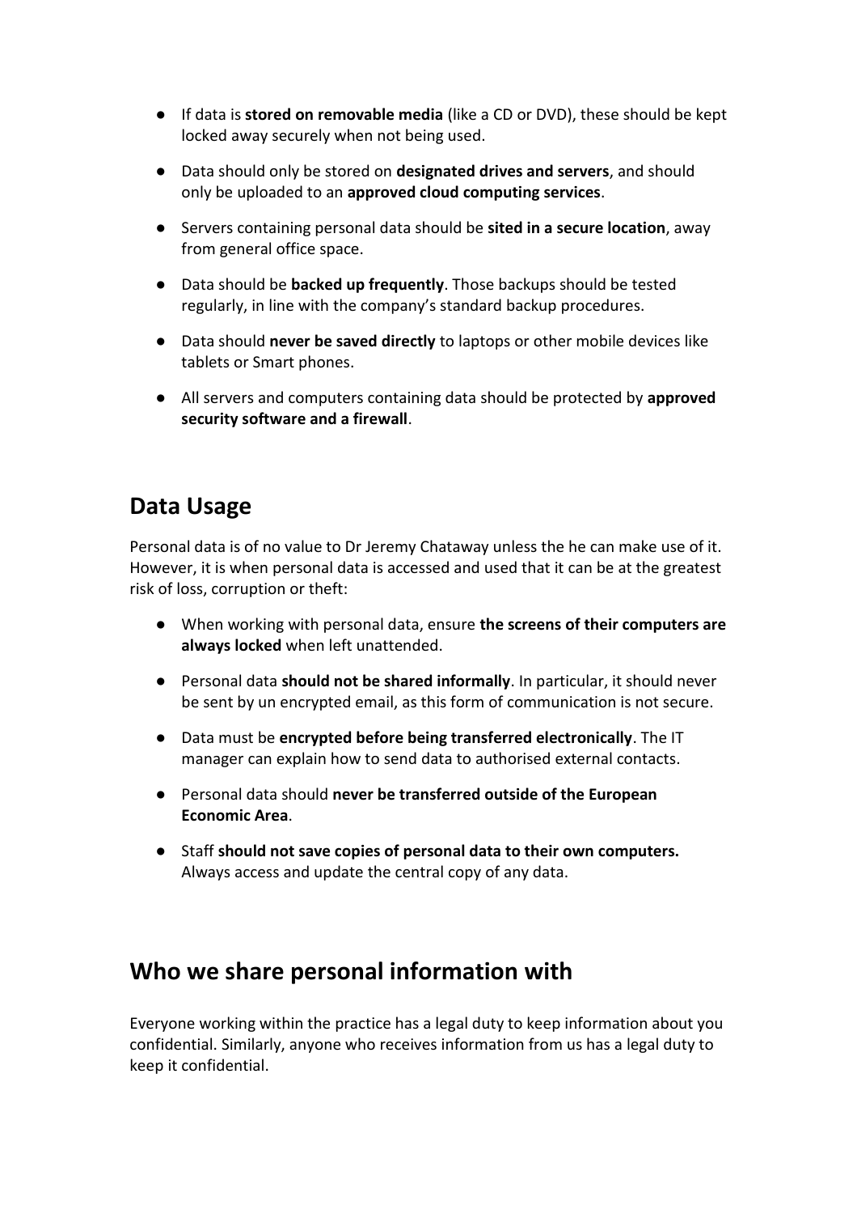- If data is **stored on removable media** (like a CD or DVD), these should be kept locked away securely when not being used.
- Data should only be stored on **designated drives and servers**, and should only be uploaded to an **approved cloud computing services**.
- Servers containing personal data should be **sited in a secure location**, away from general office space.
- Data should be **backed up frequently**. Those backups should be tested regularly, in line with the company's standard backup procedures.
- Data should **never be saved directly** to laptops or other mobile devices like tablets or Smart phones.
- All servers and computers containing data should be protected by **approved security software and a firewall**.

## Data Usage

Personal data is of no value to Dr Jeremy Chataway unless the he can make use of it. However, it is when personal data is accessed and used that it can be at the greatest risk of loss, corruption or theft:

- When working with personal data, ensure **the screens of their computers are always locked** when left unattended.
- Personal data **should not be shared informally**. In particular, it should never be sent by un encrypted email, as this form of communication is not secure.
- Data must be **encrypted before being transferred electronically**. The IT manager can explain how to send data to authorised external contacts.
- Personal data should **never be transferred outside of the European Economic Area**.
- Staff **should not save copies of personal data to their own computers.** Always access and update the central copy of any data.

## Who we share personal information with

Everyone working within the practice has a legal duty to keep information about you confidential. Similarly, anyone who receives information from us has a legal duty to keep it confidential.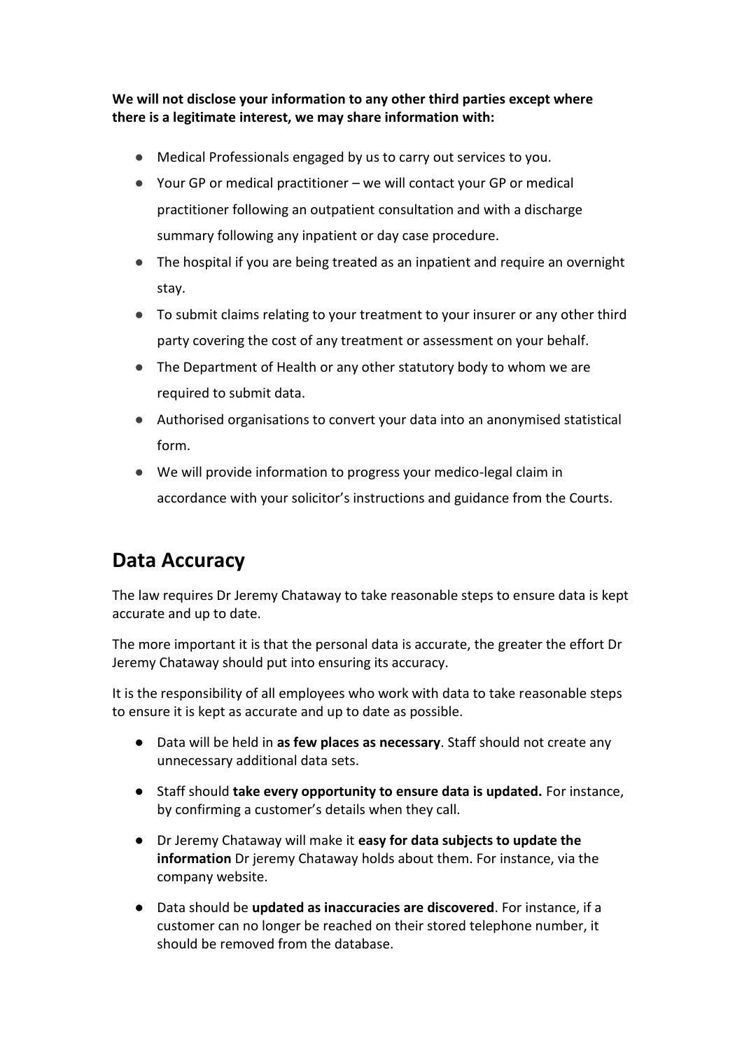**We will not disclose your information to any other third parties except where there is a legitimate interest, we may share information with:**

- Medical Professionals engaged by us to carry out services to you.
- Your GP or medical practitioner – we will contact your GP or medical practitioner following an outpatient consultation and with a discharge summary following any inpatient or day case procedure.
- The hospital if you are being treated as an inpatient and require an overnight stay.
- To submit claims relating to your treatment to your insurer or any other third party covering the cost of any treatment or assessment on your behalf.
- The Department of Health or any other statutory body to whom we are required to submit data.
- Authorised organisations to convert your data into an anonymised statistical form.
- We will provide information to progress your medico-legal claim in accordance with your solicitor's instructions and guidance from the Courts.

## Data Accuracy

The law requires Dr Jeremy Chataway to take reasonable steps to ensure data is kept accurate and up to date.

The more important it is that the personal data is accurate, the greater the effort Dr Jeremy Chataway should put into ensuring its accuracy.

It is the responsibility of all employees who work with data to take reasonable steps to ensure it is kept as accurate and up to date as possible.

- Data will be held in **as few places as necessary**. Staff should not create any unnecessary additional data sets.
- Staff should **take every opportunity to ensure data is updated.** For instance, by confirming a customer's details when they call.
- Dr Jeremy Chataway will make it **easy for data subjects to update the information** Dr jeremy Chataway holds about them. For instance, via the company website.
- Data should be **updated as inaccuracies are discovered**. For instance, if a customer can no longer be reached on their stored telephone number, it should be removed from the database.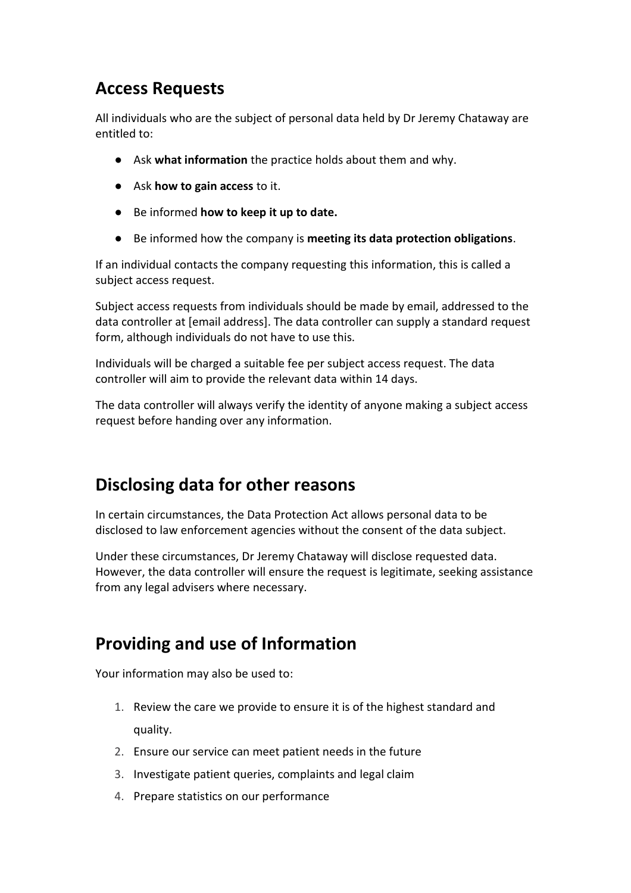## Access Requests

All individuals who are the subject of personal data held by Dr Jeremy Chataway are entitled to:

- Ask **what information** the practice holds about them and why.
- Ask **how to gain access** to it.
- Be informed **how to keep it up to date.**
- Be informed how the company is **meeting its data protection obligations**.

If an individual contacts the company requesting this information, this is called a subject access request.

Subject access requests from individuals should be made by email, addressed to the data controller at [email address]. The data controller can supply a standard request form, although individuals do not have to use this.

Individuals will be charged a suitable fee per subject access request. The data controller will aim to provide the relevant data within 14 days.

The data controller will always verify the identity of anyone making a subject access request before handing over any information.

## Disclosing data for other reasons

In certain circumstances, the Data Protection Act allows personal data to be disclosed to law enforcement agencies without the consent of the data subject.

Under these circumstances, Dr Jeremy Chataway will disclose requested data. However, the data controller will ensure the request is legitimate, seeking assistance from any legal advisers where necessary.

## Providing and use of Information

Your information may also be used to:

1. Review the care we provide to ensure it is of the highest standard and quality.
2. Ensure our service can meet patient needs in the future
3. Investigate patient queries, complaints and legal claim
4. Prepare statistics on our performance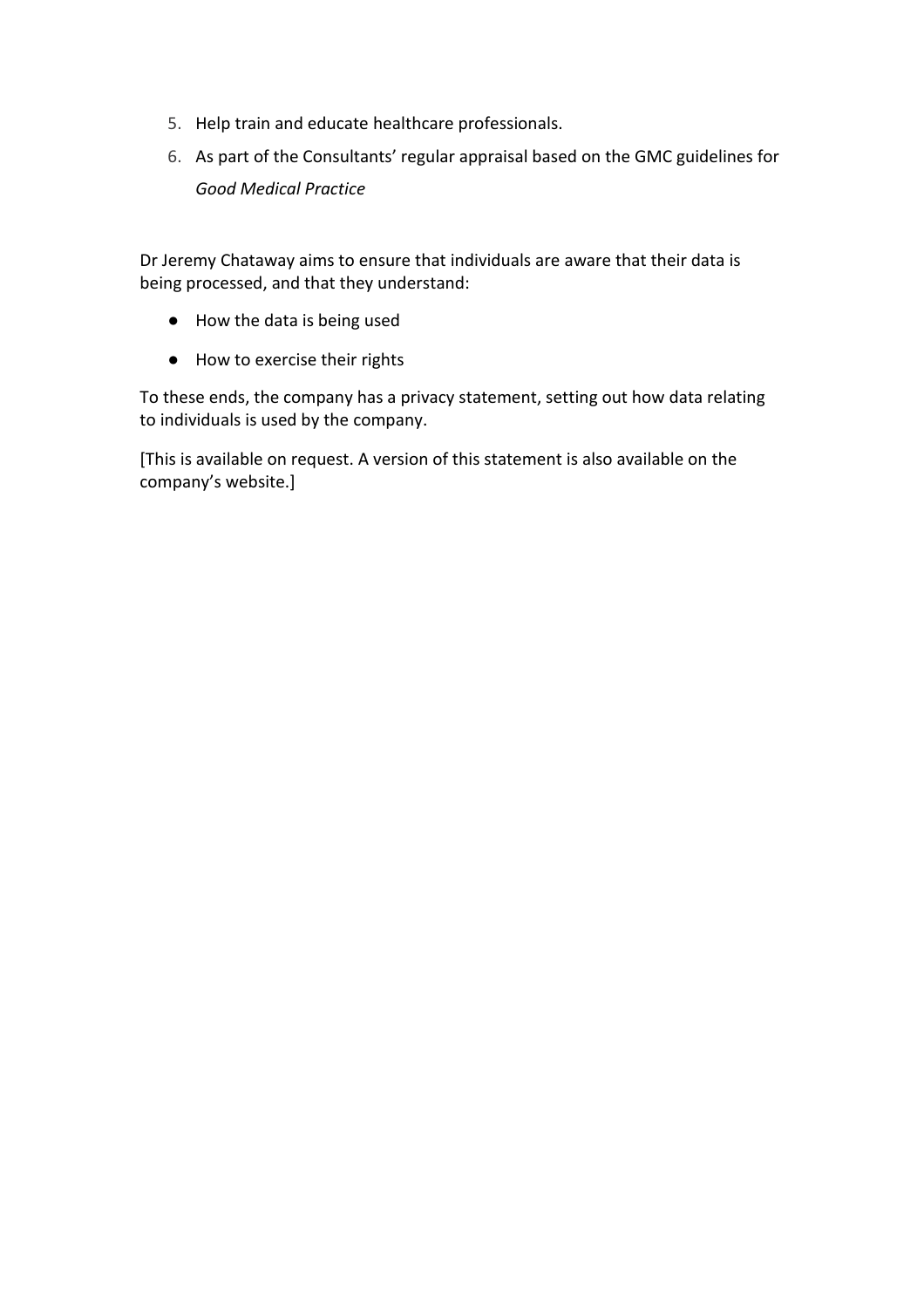5. Help train and educate healthcare professionals.
6. As part of the Consultants' regular appraisal based on the GMC guidelines for *Good Medical Practice*

Dr Jeremy Chataway aims to ensure that individuals are aware that their data is being processed, and that they understand:

- How the data is being used
- How to exercise their rights

To these ends, the company has a privacy statement, setting out how data relating to individuals is used by the company.

[This is available on request. A version of this statement is also available on the company's website.]